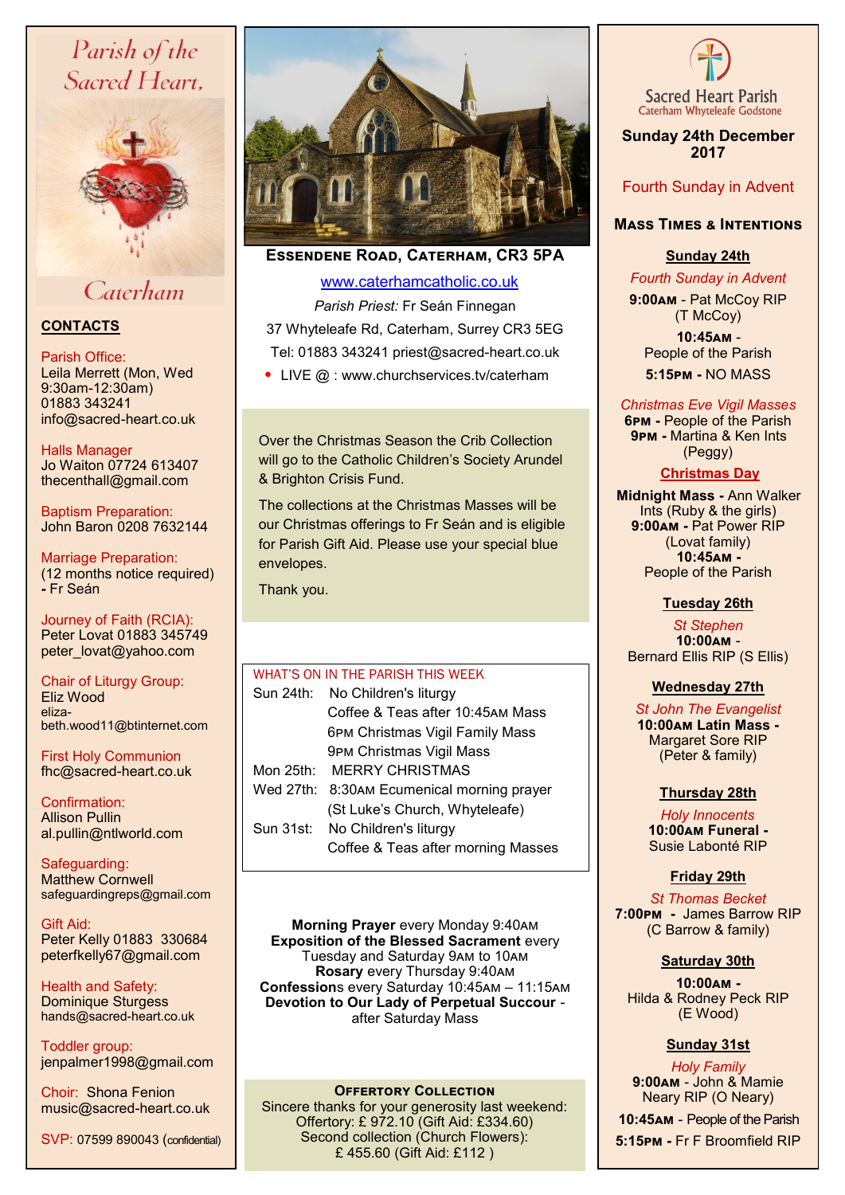# Parish of the Sacred Heart, Caterham

## CONTACTS

Parish Office:
Leila Merrett (Mon, Wed 9:30am-12:30am)
01883 343241
info@sacred-heart.co.uk

Halls Manager
Jo Waiton 07724 613407
thecenthall@gmail.com

Baptism Preparation:
John Baron 0208 7632144

Marriage Preparation:
(12 months notice required)
- Fr Seán

Journey of Faith (RCIA):
Peter Lovat 01883 345749
peter_lovat@yahoo.com

Chair of Liturgy Group:
Eliz Wood
eliza-beth.wood11@btinternet.com

First Holy Communion
fhc@sacred-heart.co.uk

Confirmation:
Allison Pullin
al.pullin@ntlworld.com

Safeguarding:
Matthew Cornwell
safeguardingreps@gmail.com

Gift Aid:
Peter Kelly 01883 330684
peterfkelly67@gmail.com

Health and Safety:
Dominique Sturgess
hands@sacred-heart.co.uk

Toddler group:
jenpalmer1998@gmail.com

Choir: Shona Fenion
music@sacred-heart.co.uk

SVP: 07599 890043 (confidential)

## ESSENDENE ROAD, CATERHAM, CR3 5PA

www.caterhamcatholic.co.uk

*Parish Priest:* Fr Seán Finnegan

37 Whyteleafe Rd, Caterham, Surrey CR3 5EG

Tel: 01883 343241 priest@sacred-heart.co.uk

- LIVE @ : www.churchservices.tv/caterham

Over the Christmas Season the Crib Collection will go to the Catholic Children's Society Arundel & Brighton Crisis Fund.

The collections at the Christmas Masses will be our Christmas offerings to Fr Seán and is eligible for Parish Gift Aid. Please use your special blue envelopes.

Thank you.

### WHAT'S ON IN THE PARISH THIS WEEK

| | |
|---|---|
| Sun 24th: | No Children's liturgy |
| | Coffee & Teas after 10:45AM Mass |
| | 6PM Christmas Vigil Family Mass |
| | 9PM Christmas Vigil Mass |
| Mon 25th: | MERRY CHRISTMAS |
| Wed 27th: | 8:30AM Ecumenical morning prayer (St Luke's Church, Whyteleafe) |
| Sun 31st: | No Children's liturgy |
| | Coffee & Teas after morning Masses |

**Morning Prayer** every Monday 9:40AM
**Exposition of the Blessed Sacrament** every Tuesday and Saturday 9AM to 10AM
**Rosary** every Thursday 9:40AM
**Confessions** every Saturday 10:45AM – 11:15AM
**Devotion to Our Lady of Perpetual Succour** - after Saturday Mass

### OFFERTORY COLLECTION

Sincere thanks for your generosity last weekend:
Offertory: £ 972.10 (Gift Aid: £334.60)
Second collection (Church Flowers):
£ 455.60 (Gift Aid: £112 )

Sacred Heart Parish
Caterham Whyteleafe Godstone

## Sunday 24th December 2017

Fourth Sunday in Advent

### MASS TIMES & INTENTIONS

**Sunday 24th**
*Fourth Sunday in Advent*
**9:00AM** - Pat McCoy RIP (T McCoy)
**10:45AM** - People of the Parish
**5:15PM - NO MASS**

*Christmas Eve Vigil Masses*
**6PM -** People of the Parish
**9PM -** Martina & Ken Ints (Peggy)

**Christmas Day**
**Midnight Mass -** Ann Walker Ints (Ruby & the girls)
**9:00AM -** Pat Power RIP (Lovat family)
**10:45AM -** People of the Parish

**Tuesday 26th**
*St Stephen*
**10:00AM** - Bernard Ellis RIP (S Ellis)

**Wednesday 27th**
*St John The Evangelist*
**10:00AM Latin Mass -** Margaret Sore RIP (Peter & family)

**Thursday 28th**
*Holy Innocents*
**10:00AM Funeral -** Susie Labonté RIP

**Friday 29th**
*St Thomas Becket*
**7:00PM -** James Barrow RIP (C Barrow & family)

**Saturday 30th**
**10:00AM -** Hilda & Rodney Peck RIP (E Wood)

**Sunday 31st**
*Holy Family*
**9:00AM** - John & Mamie Neary RIP (O Neary)
**10:45AM** - People of the Parish
**5:15PM -** Fr F Broomfield RIP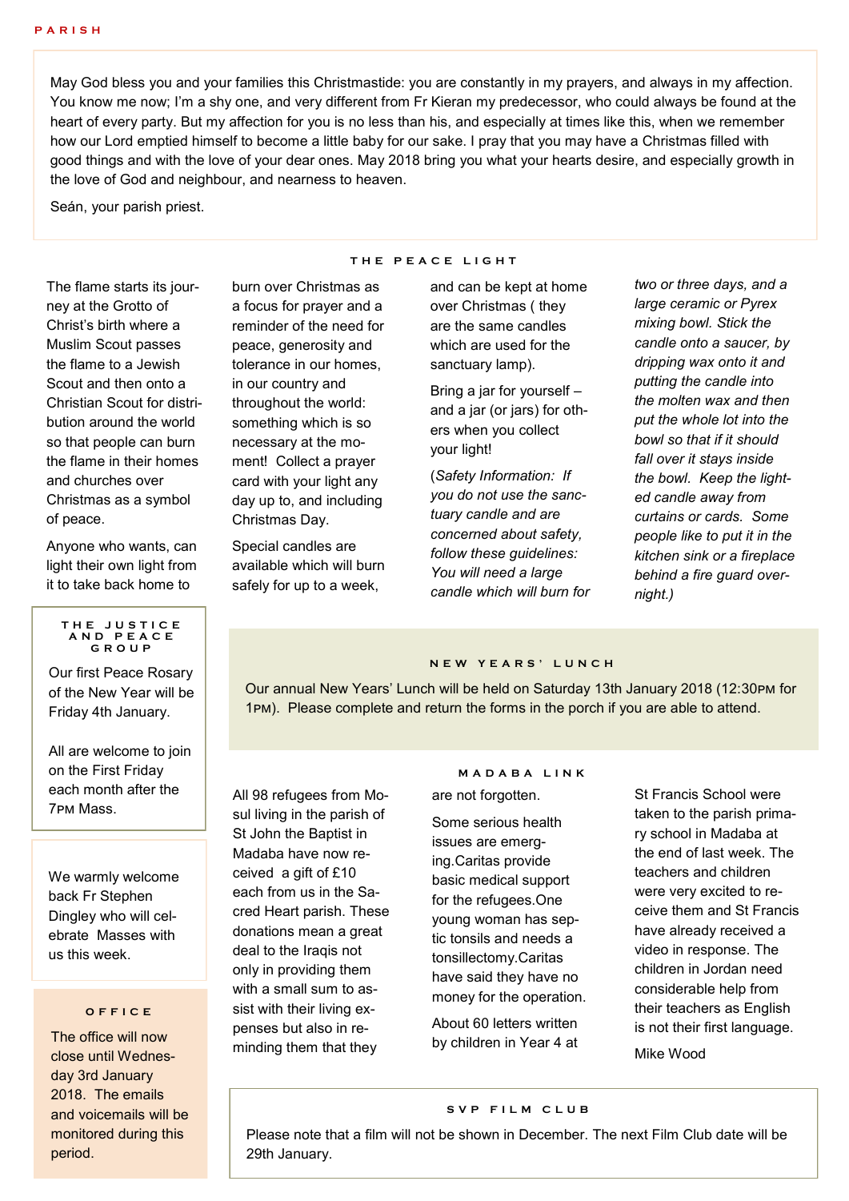PARISH

May God bless you and your families this Christmastide: you are constantly in my prayers, and always in my affection. You know me now; I'm a shy one, and very different from Fr Kieran my predecessor, who could always be found at the heart of every party. But my affection for you is no less than his, and especially at times like this, when we remember how our Lord emptied himself to become a little baby for our sake. I pray that you may have a Christmas filled with good things and with the love of your dear ones. May 2018 bring you what your hearts desire, and especially growth in the love of God and neighbour, and nearness to heaven.

Seán, your parish priest.

## THE PEACE LIGHT

The flame starts its journey at the Grotto of Christ's birth where a Muslim Scout passes the flame to a Jewish Scout and then onto a Christian Scout for distribution around the world so that people can burn the flame in their homes and churches over Christmas as a symbol of peace.

Anyone who wants, can light their own light from it to take back home to burn over Christmas as a focus for prayer and a reminder of the need for peace, generosity and tolerance in our homes, in our country and throughout the world: something which is so necessary at the moment! Collect a prayer card with your light any day up to, and including Christmas Day.

Special candles are available which will burn safely for up to a week, and can be kept at home over Christmas ( they are the same candles which are used for the sanctuary lamp).

Bring a jar for yourself – and a jar (or jars) for others when you collect your light!

(*Safety Information: If you do not use the sanctuary candle and are concerned about safety, follow these guidelines: You will need a large candle which will burn for two or three days, and a large ceramic or Pyrex mixing bowl. Stick the candle onto a saucer, by dripping wax onto it and putting the candle into the molten wax and then put the whole lot into the bowl so that if it should fall over it stays inside the bowl. Keep the lighted candle away from curtains or cards. Some people like to put it in the kitchen sink or a fireplace behind a fire guard overnight.)*

## THE JUSTICE AND PEACE GROUP

Our first Peace Rosary of the New Year will be Friday 4th January.

All are welcome to join on the First Friday each month after the 7PM Mass.

## NEW YEARS' LUNCH

Our annual New Years' Lunch will be held on Saturday 13th January 2018 (12:30PM for 1PM). Please complete and return the forms in the porch if you are able to attend.

We warmly welcome back Fr Stephen Dingley who will celebrate Masses with us this week.

## MADABA LINK

All 98 refugees from Mosul living in the parish of St John the Baptist in Madaba have now received a gift of £10 each from us in the Sacred Heart parish. These donations mean a great deal to the Iraqis not only in providing them with a small sum to assist with their living expenses but also in reminding them that they are not forgotten.

Some serious health issues are emerging.Caritas provide basic medical support for the refugees.One young woman has septic tonsils and needs a tonsillectomy.Caritas have said they have no money for the operation.

About 60 letters written by children in Year 4 at St Francis School were taken to the parish primary school in Madaba at the end of last week. The teachers and children were very excited to receive them and St Francis have already received a video in response. The children in Jordan need considerable help from their teachers as English is not their first language.

Mike Wood

## OFFICE

The office will now close until Wednesday 3rd January 2018. The emails and voicemails will be monitored during this period.

## SVP FILM CLUB

Please note that a film will not be shown in December. The next Film Club date will be 29th January.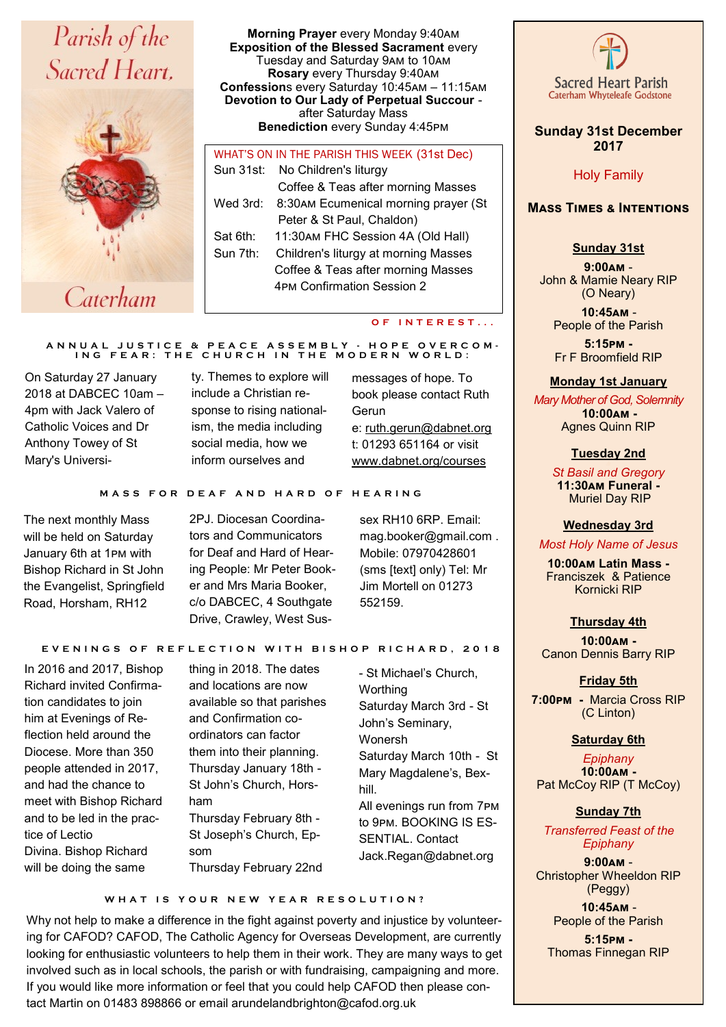# Parish of the Sacred Heart, Caterham

**Morning Prayer** every Monday 9:40AM
**Exposition of the Blessed Sacrament** every Tuesday and Saturday 9AM to 10AM
**Rosary** every Thursday 9:40AM
**Confessions** every Saturday 10:45AM – 11:15AM
**Devotion to Our Lady of Perpetual Succour** - after Saturday Mass
**Benediction** every Sunday 4:45PM

## WHAT'S ON IN THE PARISH THIS WEEK (31st Dec)

| | |
|---|---|
| Sun 31st: | No Children's liturgy |
| | Coffee & Teas after morning Masses |
| Wed 3rd: | 8:30AM Ecumenical morning prayer (St Peter & St Paul, Chaldon) |
| Sat 6th: | 11:30AM FHC Session 4A (Old Hall) |
| Sun 7th: | Children's liturgy at morning Masses |
| | Coffee & Teas after morning Masses |
| | 4PM Confirmation Session 2 |

## OF INTEREST...

### ANNUAL JUSTICE & PEACE ASSEMBLY - HOPE OVERCOMING FEAR: THE CHURCH IN THE MODERN WORLD:

On Saturday 27 January 2018 at DABCEC 10am – 4pm with Jack Valero of Catholic Voices and Dr Anthony Towey of St Mary's University. Themes to explore will include a Christian response to rising nationalism, the media including social media, how we inform ourselves and messages of hope. To book please contact Ruth Gerun
e: ruth.gerun@dabnet.org
t: 01293 651164 or visit www.dabnet.org/courses

### MASS FOR DEAF AND HARD OF HEARING

The next monthly Mass will be held on Saturday January 6th at 1PM with Bishop Richard in St John the Evangelist, Springfield Road, Horsham, RH12 2PJ. Diocesan Coordinators and Communicators for Deaf and Hard of Hearing People: Mr Peter Booker and Mrs Maria Booker, c/o DABCEC, 4 Southgate Drive, Crawley, West Sussex RH10 6RP. Email: mag.booker@gmail.com . Mobile: 07970428601 (sms [text] only) Tel: Mr Jim Mortell on 01273 552159.

### EVENINGS OF REFLECTION WITH BISHOP RICHARD, 2018

In 2016 and 2017, Bishop Richard invited Confirmation candidates to join him at Evenings of Reflection held around the Diocese. More than 350 people attended in 2017, and had the chance to meet with Bishop Richard and to be led in the practice of Lectio Divina. Bishop Richard will be doing the same thing in 2018. The dates and locations are now available so that parishes and Confirmation co-ordinators can factor them into their planning.
Thursday January 18th - St John's Church, Horsham
Thursday February 8th - St Joseph's Church, Epsom
Thursday February 22nd - St Michael's Church, Worthing
Saturday March 3rd - St John's Seminary, Wonersh
Saturday March 10th - St Mary Magdalene's, Bexhill.
All evenings run from 7PM to 9PM. BOOKING IS ESSENTIAL. Contact Jack.Regan@dabnet.org

### WHAT IS YOUR NEW YEAR RESOLUTION?

Why not help to make a difference in the fight against poverty and injustice by volunteering for CAFOD? CAFOD, The Catholic Agency for Overseas Development, are currently looking for enthusiastic volunteers to help them in their work. They are many ways to get involved such as in local schools, the parish or with fundraising, campaigning and more. If you would like more information or feel that you could help CAFOD then please contact Martin on 01483 898866 or email arundelandbrighton@cafod.org.uk

---

**Sacred Heart Parish**
Caterham Whyteleafe Godstone

## Sunday 31st December 2017

Holy Family

### MASS TIMES & INTENTIONS

**Sunday 31st**
**9:00AM** - John & Mamie Neary RIP (O Neary)
**10:45AM** - People of the Parish
**5:15PM** - Fr F Broomfield RIP

**Monday 1st January**
*Mary Mother of God, Solemnity*
**10:00AM** - Agnes Quinn RIP

**Tuesday 2nd**
*St Basil and Gregory*
**11:30AM Funeral** - Muriel Day RIP

**Wednesday 3rd**
*Most Holy Name of Jesus*
**10:00AM Latin Mass** - Franciszek & Patience Kornicki RIP

**Thursday 4th**
**10:00AM** - Canon Dennis Barry RIP

**Friday 5th**
**7:00PM** - Marcia Cross RIP (C Linton)

**Saturday 6th**
*Epiphany*
**10:00AM** - Pat McCoy RIP (T McCoy)

**Sunday 7th**
*Transferred Feast of the Epiphany*
**9:00AM** - Christopher Wheeldon RIP (Peggy)
**10:45AM** - People of the Parish
**5:15PM** - Thomas Finnegan RIP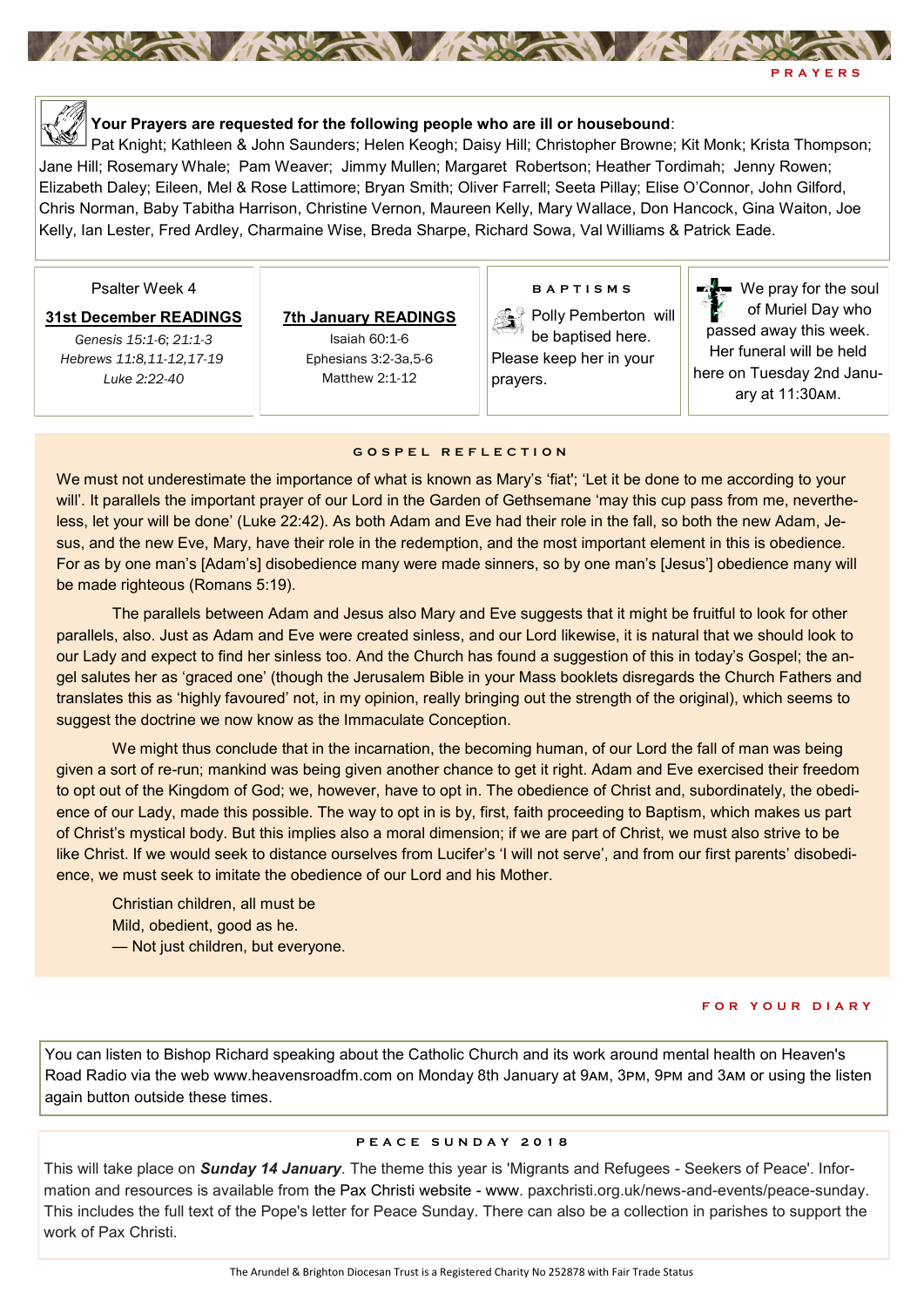## PRAYERS

**Your Prayers are requested for the following people who are ill or housebound**:
Pat Knight; Kathleen & John Saunders; Helen Keogh; Daisy Hill; Christopher Browne; Kit Monk; Krista Thompson; Jane Hill; Rosemary Whale; Pam Weaver; Jimmy Mullen; Margaret Robertson; Heather Tordimah; Jenny Rowen; Elizabeth Daley; Eileen, Mel & Rose Lattimore; Bryan Smith; Oliver Farrell; Seeta Pillay; Elise O'Connor, John Gilford, Chris Norman, Baby Tabitha Harrison, Christine Vernon, Maureen Kelly, Mary Wallace, Don Hancock, Gina Waiton, Joe Kelly, Ian Lester, Fred Ardley, Charmaine Wise, Breda Sharpe, Richard Sowa, Val Williams & Patrick Eade.

Psalter Week 4

**31st December READINGS**

*Genesis 15:1-6; 21:1-3*
*Hebrews 11:8,11-12,17-19*
*Luke 2:22-40*

**7th January READINGS**

Isaiah 60:1-6
Ephesians 3:2-3a,5-6
Matthew 2:1-12

### BAPTISMS

Polly Pemberton will be baptised here. Please keep her in your prayers.

We pray for the soul of Muriel Day who passed away this week. Her funeral will be held here on Tuesday 2nd January at 11:30AM.

### GOSPEL REFLECTION

We must not underestimate the importance of what is known as Mary's 'fiat'; 'Let it be done to me according to your will'. It parallels the important prayer of our Lord in the Garden of Gethsemane 'may this cup pass from me, nevertheless, let your will be done' (Luke 22:42). As both Adam and Eve had their role in the fall, so both the new Adam, Jesus, and the new Eve, Mary, have their role in the redemption, and the most important element in this is obedience. For as by one man's [Adam's] disobedience many were made sinners, so by one man's [Jesus'] obedience many will be made righteous (Romans 5:19).

The parallels between Adam and Jesus also Mary and Eve suggests that it might be fruitful to look for other parallels, also. Just as Adam and Eve were created sinless, and our Lord likewise, it is natural that we should look to our Lady and expect to find her sinless too. And the Church has found a suggestion of this in today's Gospel; the angel salutes her as 'graced one' (though the Jerusalem Bible in your Mass booklets disregards the Church Fathers and translates this as 'highly favoured' not, in my opinion, really bringing out the strength of the original), which seems to suggest the doctrine we now know as the Immaculate Conception.

We might thus conclude that in the incarnation, the becoming human, of our Lord the fall of man was being given a sort of re-run; mankind was being given another chance to get it right. Adam and Eve exercised their freedom to opt out of the Kingdom of God; we, however, have to opt in. The obedience of Christ and, subordinately, the obedience of our Lady, made this possible. The way to opt in is by, first, faith proceeding to Baptism, which makes us part of Christ's mystical body. But this implies also a moral dimension; if we are part of Christ, we must also strive to be like Christ. If we would seek to distance ourselves from Lucifer's 'I will not serve', and from our first parents' disobedience, we must seek to imitate the obedience of our Lord and his Mother.

Christian children, all must be
Mild, obedient, good as he.
— Not just children, but everyone.

## FOR YOUR DIARY

You can listen to Bishop Richard speaking about the Catholic Church and its work around mental health on Heaven's Road Radio via the web www.heavensroadfm.com on Monday 8th January at 9AM, 3PM, 9PM and 3AM or using the listen again button outside these times.

### PEACE SUNDAY 2018

This will take place on ***Sunday 14 January***. The theme this year is 'Migrants and Refugees - Seekers of Peace'. Information and resources is available from the Pax Christi website - www. paxchristi.org.uk/news-and-events/peace-sunday. This includes the full text of the Pope's letter for Peace Sunday. There can also be a collection in parishes to support the work of Pax Christi.

The Arundel & Brighton Diocesan Trust is a Registered Charity No 252878 with Fair Trade Status